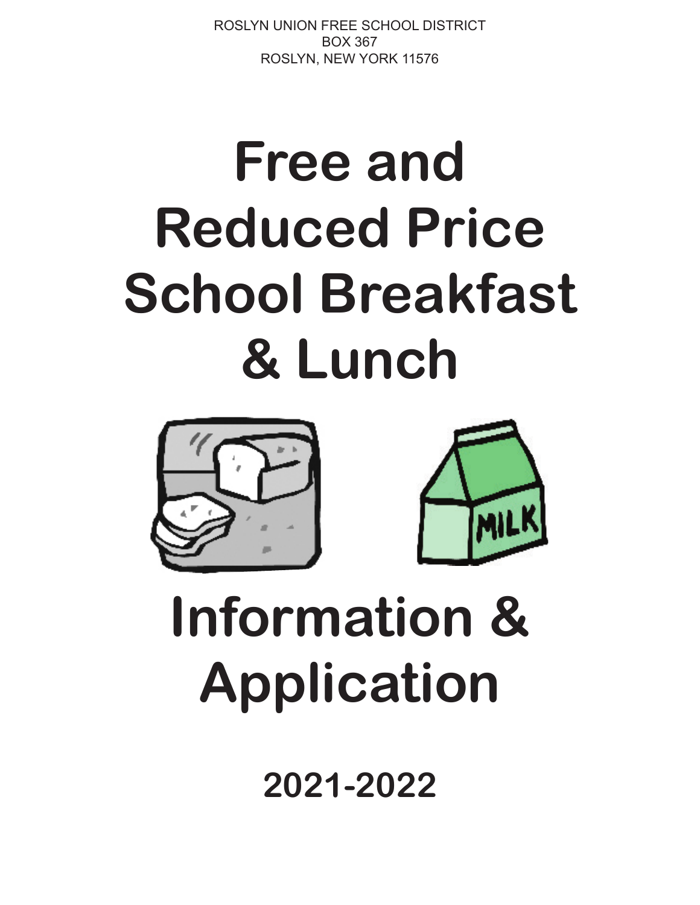ROSLYN UNION FREE SCHOOL DISTRICT
BOX 367
ROSLYN, NEW YORK 11576

# Free and Reduced Price School Breakfast & Lunch

# Information & Application

## 2021-2022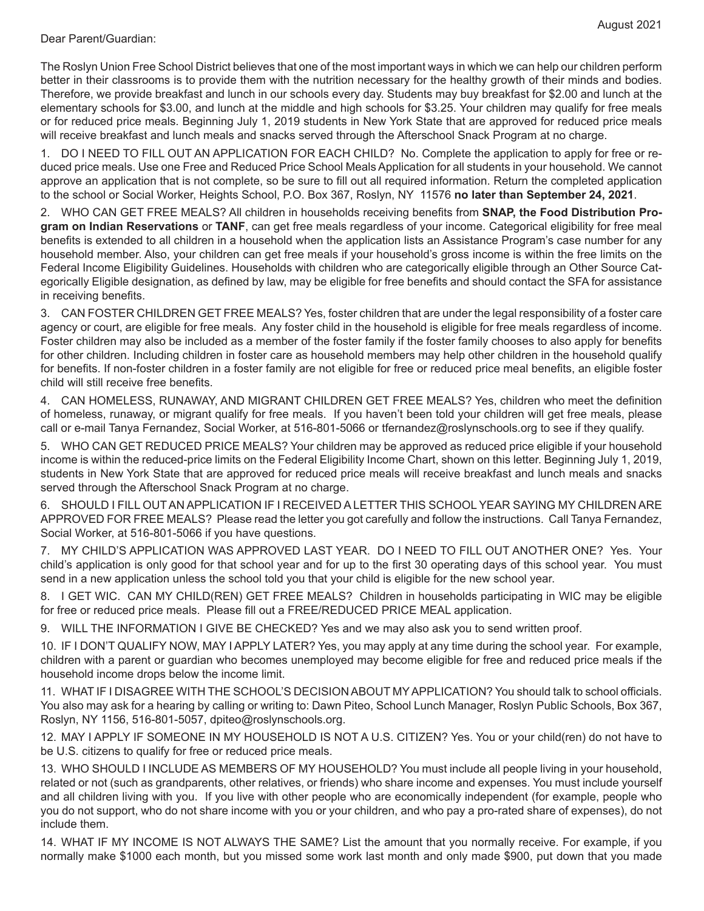August 2021

Dear Parent/Guardian:

The Roslyn Union Free School District believes that one of the most important ways in which we can help our children perform better in their classrooms is to provide them with the nutrition necessary for the healthy growth of their minds and bodies. Therefore, we provide breakfast and lunch in our schools every day. Students may buy breakfast for $2.00 and lunch at the elementary schools for $3.00, and lunch at the middle and high schools for $3.25. Your children may qualify for free meals or for reduced price meals. Beginning July 1, 2019 students in New York State that are approved for reduced price meals will receive breakfast and lunch meals and snacks served through the Afterschool Snack Program at no charge.

1. DO I NEED TO FILL OUT AN APPLICATION FOR EACH CHILD? No. Complete the application to apply for free or reduced price meals. Use one Free and Reduced Price School Meals Application for all students in your household. We cannot approve an application that is not complete, so be sure to fill out all required information. Return the completed application to the school or Social Worker, Heights School, P.O. Box 367, Roslyn, NY 11576 **no later than September 24, 2021**.

2. WHO CAN GET FREE MEALS? All children in households receiving benefits from **SNAP, the Food Distribution Program on Indian Reservations** or **TANF**, can get free meals regardless of your income. Categorical eligibility for free meal benefits is extended to all children in a household when the application lists an Assistance Program's case number for any household member. Also, your children can get free meals if your household's gross income is within the free limits on the Federal Income Eligibility Guidelines. Households with children who are categorically eligible through an Other Source Categorically Eligible designation, as defined by law, may be eligible for free benefits and should contact the SFA for assistance in receiving benefits.

3. CAN FOSTER CHILDREN GET FREE MEALS? Yes, foster children that are under the legal responsibility of a foster care agency or court, are eligible for free meals. Any foster child in the household is eligible for free meals regardless of income. Foster children may also be included as a member of the foster family if the foster family chooses to also apply for benefits for other children. Including children in foster care as household members may help other children in the household qualify for benefits. If non-foster children in a foster family are not eligible for free or reduced price meal benefits, an eligible foster child will still receive free benefits.

4. CAN HOMELESS, RUNAWAY, AND MIGRANT CHILDREN GET FREE MEALS? Yes, children who meet the definition of homeless, runaway, or migrant qualify for free meals. If you haven't been told your children will get free meals, please call or e-mail Tanya Fernandez, Social Worker, at 516-801-5066 or tfernandez@roslynschools.org to see if they qualify.

5. WHO CAN GET REDUCED PRICE MEALS? Your children may be approved as reduced price eligible if your household income is within the reduced-price limits on the Federal Eligibility Income Chart, shown on this letter. Beginning July 1, 2019, students in New York State that are approved for reduced price meals will receive breakfast and lunch meals and snacks served through the Afterschool Snack Program at no charge.

6. SHOULD I FILL OUT AN APPLICATION IF I RECEIVED A LETTER THIS SCHOOL YEAR SAYING MY CHILDREN ARE APPROVED FOR FREE MEALS? Please read the letter you got carefully and follow the instructions. Call Tanya Fernandez, Social Worker, at 516-801-5066 if you have questions.

7. MY CHILD'S APPLICATION WAS APPROVED LAST YEAR. DO I NEED TO FILL OUT ANOTHER ONE? Yes. Your child's application is only good for that school year and for up to the first 30 operating days of this school year. You must send in a new application unless the school told you that your child is eligible for the new school year.

8. I GET WIC. CAN MY CHILD(REN) GET FREE MEALS? Children in households participating in WIC may be eligible for free or reduced price meals. Please fill out a FREE/REDUCED PRICE MEAL application.

9. WILL THE INFORMATION I GIVE BE CHECKED? Yes and we may also ask you to send written proof.

10. IF I DON'T QUALIFY NOW, MAY I APPLY LATER? Yes, you may apply at any time during the school year. For example, children with a parent or guardian who becomes unemployed may become eligible for free and reduced price meals if the household income drops below the income limit.

11. WHAT IF I DISAGREE WITH THE SCHOOL'S DECISION ABOUT MY APPLICATION? You should talk to school officials. You also may ask for a hearing by calling or writing to: Dawn Piteo, School Lunch Manager, Roslyn Public Schools, Box 367, Roslyn, NY 1156, 516-801-5057, dpiteo@roslynschools.org.

12. MAY I APPLY IF SOMEONE IN MY HOUSEHOLD IS NOT A U.S. CITIZEN? Yes. You or your child(ren) do not have to be U.S. citizens to qualify for free or reduced price meals.

13. WHO SHOULD I INCLUDE AS MEMBERS OF MY HOUSEHOLD? You must include all people living in your household, related or not (such as grandparents, other relatives, or friends) who share income and expenses. You must include yourself and all children living with you. If you live with other people who are economically independent (for example, people who you do not support, who do not share income with you or your children, and who pay a pro-rated share of expenses), do not include them.

14. WHAT IF MY INCOME IS NOT ALWAYS THE SAME? List the amount that you normally receive. For example, if you normally make $1000 each month, but you missed some work last month and only made $900, put down that you made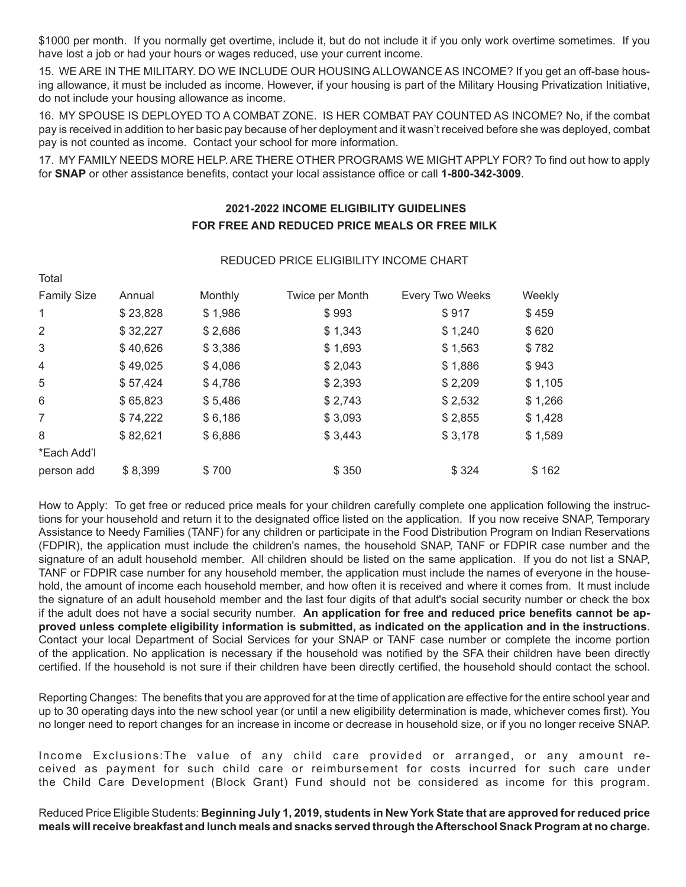$1000 per month. If you normally get overtime, include it, but do not include it if you only work overtime sometimes. If you have lost a job or had your hours or wages reduced, use your current income.

15. WE ARE IN THE MILITARY. DO WE INCLUDE OUR HOUSING ALLOWANCE AS INCOME? If you get an off-base housing allowance, it must be included as income. However, if your housing is part of the Military Housing Privatization Initiative, do not include your housing allowance as income.

16. MY SPOUSE IS DEPLOYED TO A COMBAT ZONE. IS HER COMBAT PAY COUNTED AS INCOME? No, if the combat pay is received in addition to her basic pay because of her deployment and it wasn't received before she was deployed, combat pay is not counted as income. Contact your school for more information.

17. MY FAMILY NEEDS MORE HELP. ARE THERE OTHER PROGRAMS WE MIGHT APPLY FOR? To find out how to apply for **SNAP** or other assistance benefits, contact your local assistance office or call **1-800-342-3009**.

## 2021-2022 INCOME ELIGIBILITY GUIDELINES FOR FREE AND REDUCED PRICE MEALS OR FREE MILK

REDUCED PRICE ELIGIBILITY INCOME CHART

| Total Family Size | Annual | Monthly | Twice per Month | Every Two Weeks | Weekly |
|---|---|---|---|---|---|
| 1 | $ 23,828 | $ 1,986 | $ 993 | $ 917 | $ 459 |
| 2 | $ 32,227 | $ 2,686 | $ 1,343 | $ 1,240 | $ 620 |
| 3 | $ 40,626 | $ 3,386 | $ 1,693 | $ 1,563 | $ 782 |
| 4 | $ 49,025 | $ 4,086 | $ 2,043 | $ 1,886 | $ 943 |
| 5 | $ 57,424 | $ 4,786 | $ 2,393 | $ 2,209 | $ 1,105 |
| 6 | $ 65,823 | $ 5,486 | $ 2,743 | $ 2,532 | $ 1,266 |
| 7 | $ 74,222 | $ 6,186 | $ 3,093 | $ 2,855 | $ 1,428 |
| 8 | $ 82,621 | $ 6,886 | $ 3,443 | $ 3,178 | $ 1,589 |
| *Each Add'l person add | $ 8,399 | $ 700 | $ 350 | $ 324 | $ 162 |

How to Apply: To get free or reduced price meals for your children carefully complete one application following the instructions for your household and return it to the designated office listed on the application. If you now receive SNAP, Temporary Assistance to Needy Families (TANF) for any children or participate in the Food Distribution Program on Indian Reservations (FDPIR), the application must include the children's names, the household SNAP, TANF or FDPIR case number and the signature of an adult household member. All children should be listed on the same application. If you do not list a SNAP, TANF or FDPIR case number for any household member, the application must include the names of everyone in the household, the amount of income each household member, and how often it is received and where it comes from. It must include the signature of an adult household member and the last four digits of that adult's social security number or check the box if the adult does not have a social security number. **An application for free and reduced price benefits cannot be approved unless complete eligibility information is submitted, as indicated on the application and in the instructions**. Contact your local Department of Social Services for your SNAP or TANF case number or complete the income portion of the application. No application is necessary if the household was notified by the SFA their children have been directly certified. If the household is not sure if their children have been directly certified, the household should contact the school.

Reporting Changes: The benefits that you are approved for at the time of application are effective for the entire school year and up to 30 operating days into the new school year (or until a new eligibility determination is made, whichever comes first). You no longer need to report changes for an increase in income or decrease in household size, or if you no longer receive SNAP.

Income Exclusions: The value of any child care provided or arranged, or any amount received as payment for such child care or reimbursement for costs incurred for such care under the Child Care Development (Block Grant) Fund should not be considered as income for this program.

Reduced Price Eligible Students: **Beginning July 1, 2019, students in New York State that are approved for reduced price meals will receive breakfast and lunch meals and snacks served through the Afterschool Snack Program at no charge.**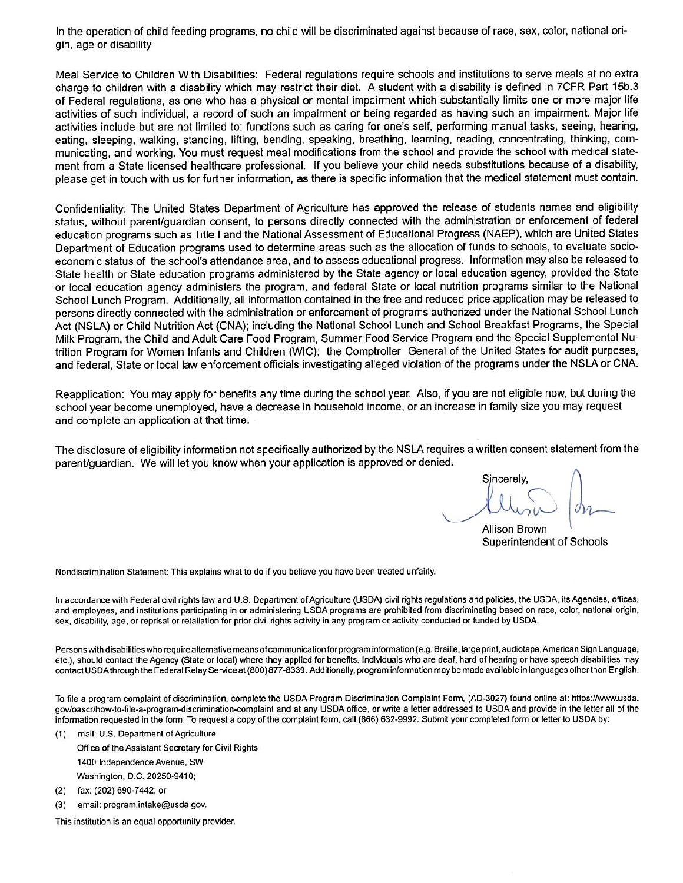In the operation of child feeding programs, no child will be discriminated against because of race, sex, color, national origin, age or disability

Meal Service to Children With Disabilities: Federal regulations require schools and institutions to serve meals at no extra charge to children with a disability which may restrict their diet. A student with a disability is defined in 7CFR Part 15b.3 of Federal regulations, as one who has a physical or mental impairment which substantially limits one or more major life activities of such individual, a record of such an impairment or being regarded as having such an impairment. Major life activities include but are not limited to: functions such as caring for one's self, performing manual tasks, seeing, hearing, eating, sleeping, walking, standing, lifting, bending, speaking, breathing, learning, reading, concentrating, thinking, communicating, and working. You must request meal modifications from the school and provide the school with medical statement from a State licensed healthcare professional. If you believe your child needs substitutions because of a disability, please get in touch with us for further information, as there is specific information that the medical statement must contain.

Confidentiality: The United States Department of Agriculture has approved the release of students names and eligibility status, without parent/guardian consent, to persons directly connected with the administration or enforcement of federal education programs such as Title I and the National Assessment of Educational Progress (NAEP), which are United States Department of Education programs used to determine areas such as the allocation of funds to schools, to evaluate socioeconomic status of the school's attendance area, and to assess educational progress. Information may also be released to State health or State education programs administered by the State agency or local education agency, provided the State or local education agency administers the program, and federal State or local nutrition programs similar to the National School Lunch Program. Additionally, all information contained in the free and reduced price application may be released to persons directly connected with the administration or enforcement of programs authorized under the National School Lunch Act (NSLA) or Child Nutrition Act (CNA); including the National School Lunch and School Breakfast Programs, the Special Milk Program, the Child and Adult Care Food Program, Summer Food Service Program and the Special Supplemental Nutrition Program for Women Infants and Children (WIC); the Comptroller General of the United States for audit purposes, and federal, State or local law enforcement officials investigating alleged violation of the programs under the NSLA or CNA.

Reapplication: You may apply for benefits any time during the school year. Also, if you are not eligible now, but during the school year become unemployed, have a decrease in household income, or an increase in family size you may request and complete an application at that time.

The disclosure of eligibility information not specifically authorized by the NSLA requires a written consent statement from the parent/guardian. We will let you know when your application is approved or denied.

Sincerely,

Allison Brown
Superintendent of Schools

Nondiscrimination Statement: This explains what to do if you believe you have been treated unfairly.

In accordance with Federal civil rights law and U.S. Department of Agriculture (USDA) civil rights regulations and policies, the USDA, its Agencies, offices, and employees, and institutions participating in or administering USDA programs are prohibited from discriminating based on race, color, national origin, sex, disability, age, or reprisal or retaliation for prior civil rights activity in any program or activity conducted or funded by USDA.

Persons with disabilities who require alternative means of communication for program information (e.g. Braille, large print, audiotape, American Sign Language, etc.), should contact the Agency (State or local) where they applied for benefits. Individuals who are deaf, hard of hearing or have speech disabilities may contact USDA through the Federal Relay Service at (800) 877-8339. Additionally, program information may be made available in languages other than English.

To file a program complaint of discrimination, complete the USDA Program Discrimination Complaint Form, (AD-3027) found online at: https://www.usda.gov/oascr/how-to-file-a-program-discrimination-complaint and at any USDA office, or write a letter addressed to USDA and provide in the letter all of the information requested in the form. To request a copy of the complaint form, call (866) 632-9992. Submit your completed form or letter to USDA by:

(1) mail: U.S. Department of Agriculture
Office of the Assistant Secretary for Civil Rights
1400 Independence Avenue, SW
Washington, D.C. 20250-9410;

(2) fax: (202) 690-7442; or

(3) email: program.intake@usda.gov.

This institution is an equal opportunity provider.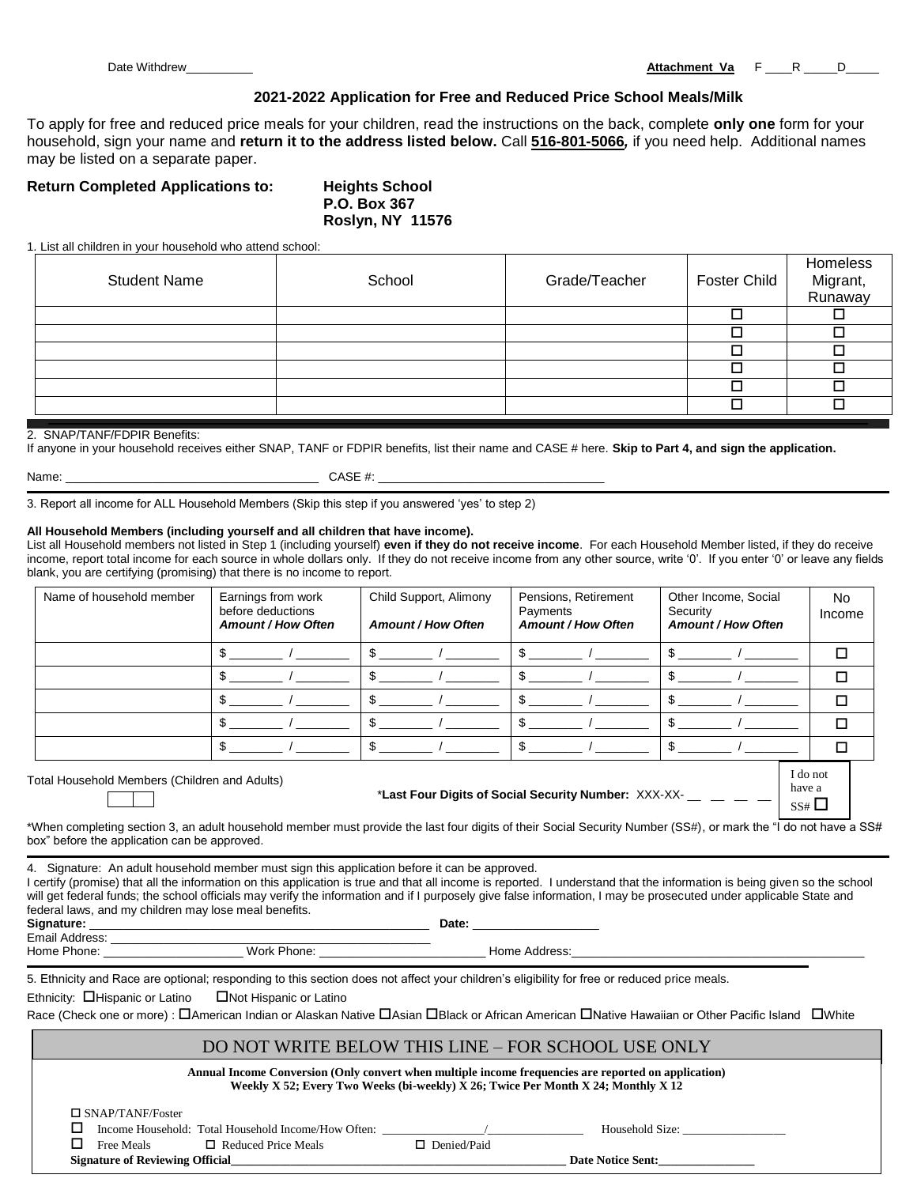Date Withdrew__________ **Attachment Va** F ____R _____D_____

## 2021-2022 Application for Free and Reduced Price School Meals/Milk

To apply for free and reduced price meals for your children, read the instructions on the back, complete **only one** form for your household, sign your name and **return it to the address listed below.** Call **516-801-5066**, if you need help. Additional names may be listed on a separate paper.

**Return Completed Applications to:** **Heights School**
**P.O. Box 367**
**Roslyn, NY 11576**

1. List all children in your household who attend school:

| Student Name | School | Grade/Teacher | Foster Child | Homeless Migrant, Runaway |
|---|---|---|---|---|
| | | | ☐ | ☐ |
| | | | ☐ | ☐ |
| | | | ☐ | ☐ |
| | | | ☐ | ☐ |
| | | | ☐ | ☐ |
| | | | ☐ | ☐ |

2. SNAP/TANF/FDPIR Benefits:
If anyone in your household receives either SNAP, TANF or FDPIR benefits, list their name and CASE # here. **Skip to Part 4, and sign the application.**

Name: ______________________________________ CASE #: __________________________________

3. Report all income for ALL Household Members (Skip this step if you answered 'yes' to step 2)

**All Household Members (including yourself and all children that have income).**
List all Household members not listed in Step 1 (including yourself) **even if they do not receive income**. For each Household Member listed, if they do receive income, report total income for each source in whole dollars only. If they do not receive income from any other source, write '0'. If you enter '0' or leave any fields blank, you are certifying (promising) that there is no income to report.

| Name of household member | Earnings from work before deductions *Amount / How Often* | Child Support, Alimony *Amount / How Often* | Pensions, Retirement Payments *Amount / How Often* | Other Income, Social Security *Amount / How Often* | No Income |
|---|---|---|---|---|---|
| | $ ________ / ________ | $ ________ / ________ | $ ________ / ________ | $ ________ / ________ | ☐ |
| | $ ________ / ________ | $ ________ / ________ | $ ________ / ________ | $ ________ / ________ | ☐ |
| | $ ________ / ________ | $ ________ / ________ | $ ________ / ________ | $ ________ / ________ | ☐ |
| | $ ________ / ________ | $ ________ / ________ | $ ________ / ________ | $ ________ / ________ | ☐ |
| | $ ________ / ________ | $ ________ / ________ | $ ________ / ________ | $ ________ / ________ | ☐ |

Total Household Members (Children and Adults) ☐☐

\***Last Four Digits of Social Security Number:** XXX-XX- __ __ __ __  I do not have a SS# ☐

\*When completing section 3, an adult household member must provide the last four digits of their Social Security Number (SS#), or mark the "I do not have a SS# box" before the application can be approved.

4. Signature: An adult household member must sign this application before it can be approved.
I certify (promise) that all the information on this application is true and that all income is reported. I understand that the information is being given so the school will get federal funds; the school officials may verify the information and if I purposely give false information, I may be prosecuted under applicable State and federal laws, and my children may lose meal benefits.

**Signature:** ______________________________________________________ **Date:** ___________________
Email Address: ______________________________________________________
Home Phone: _____________________ Work Phone: ________________________ Home Address:_____________________________________________

5. Ethnicity and Race are optional; responding to this section does not affect your children's eligibility for free or reduced price meals.

Ethnicity: ☐Hispanic or Latino ☐Not Hispanic or Latino

Race (Check one or more) : ☐American Indian or Alaskan Native ☐Asian ☐Black or African American ☐Native Hawaiian or Other Pacific Island ☐White

### DO NOT WRITE BELOW THIS LINE – FOR SCHOOL USE ONLY

**Annual Income Conversion (Only convert when multiple income frequencies are reported on application)**
**Weekly X 52; Every Two Weeks (bi-weekly) X 26; Twice Per Month X 24; Monthly X 12**

☐ SNAP/TANF/Foster
☐ Income Household: Total Household Income/How Often: _________________/________________ Household Size: _________________
☐ Free Meals ☐ Reduced Price Meals ☐ Denied/Paid
**Signature of Reviewing Official**__________________________________________________________ **Date Notice Sent:**________________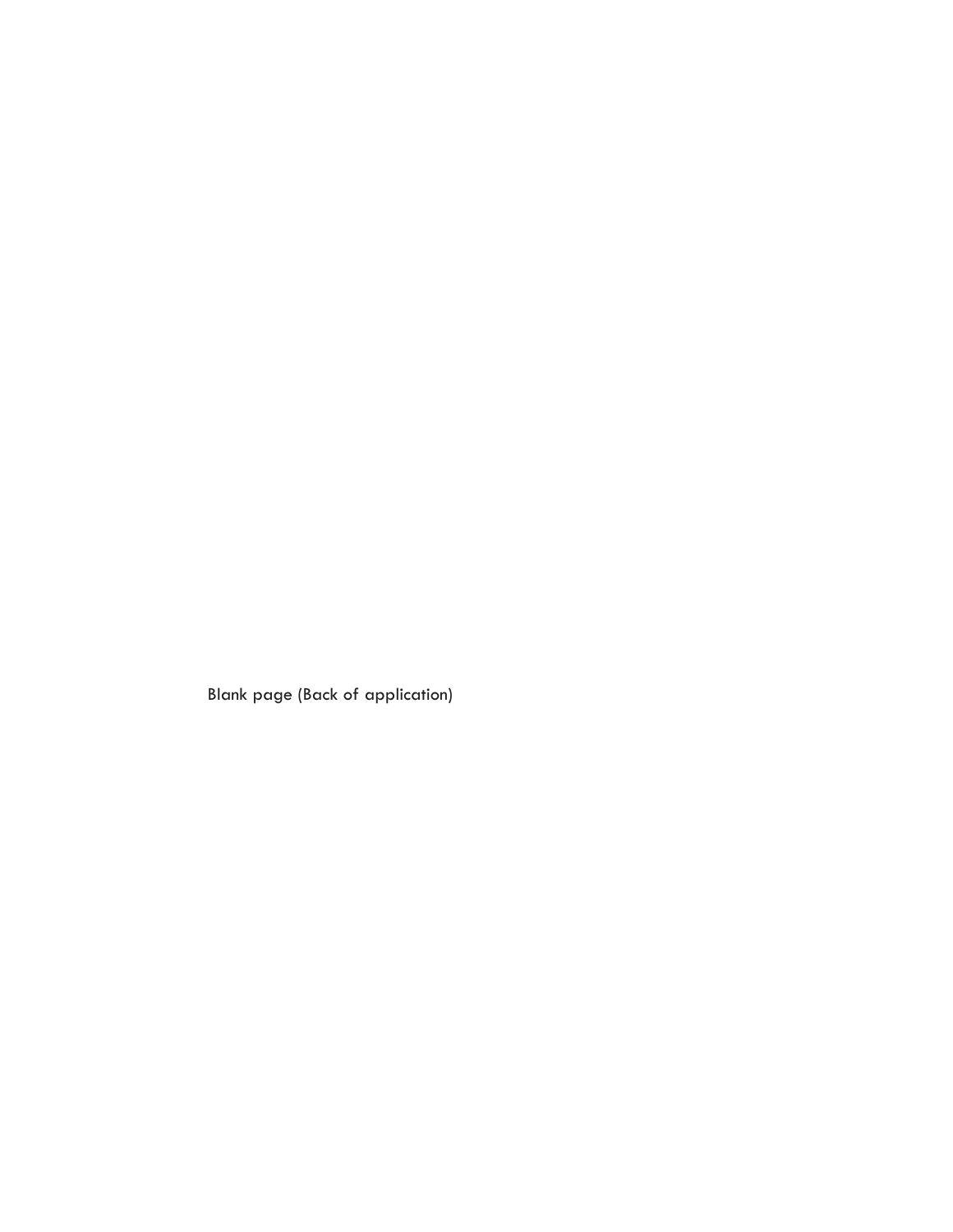Blank page (Back of application)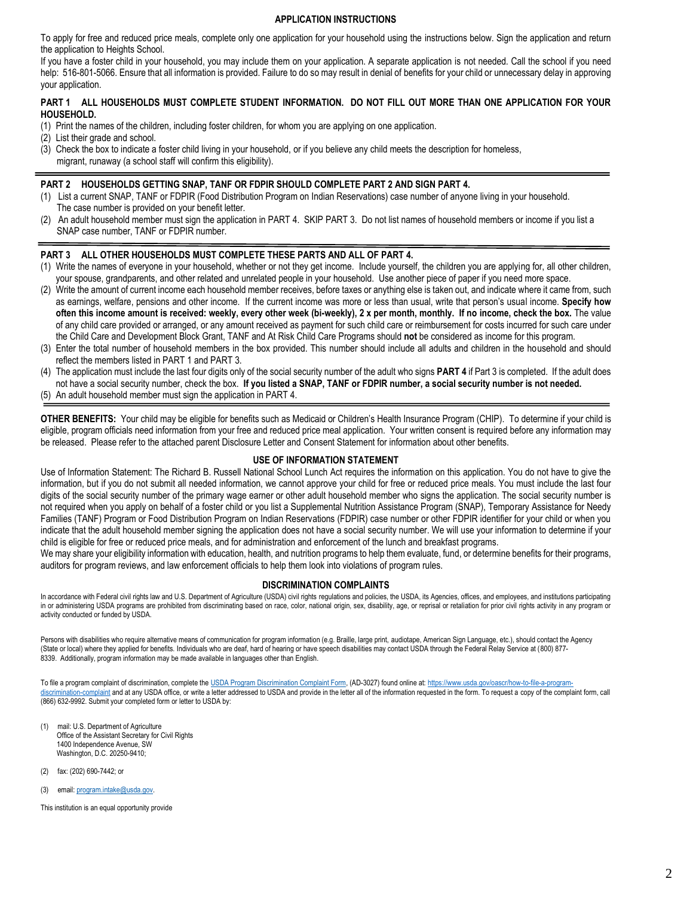## APPLICATION INSTRUCTIONS

To apply for free and reduced price meals, complete only one application for your household using the instructions below. Sign the application and return the application to Heights School.

If you have a foster child in your household, you may include them on your application. A separate application is not needed. Call the school if you need help: 516-801-5066. Ensure that all information is provided. Failure to do so may result in denial of benefits for your child or unnecessary delay in approving your application.

**PART 1 ALL HOUSEHOLDS MUST COMPLETE STUDENT INFORMATION. DO NOT FILL OUT MORE THAN ONE APPLICATION FOR YOUR HOUSEHOLD.**

(1) Print the names of the children, including foster children, for whom you are applying on one application.
(2) List their grade and school.
(3) Check the box to indicate a foster child living in your household, or if you believe any child meets the description for homeless, migrant, runaway (a school staff will confirm this eligibility).

**PART 2 HOUSEHOLDS GETTING SNAP, TANF OR FDPIR SHOULD COMPLETE PART 2 AND SIGN PART 4.**

(1) List a current SNAP, TANF or FDPIR (Food Distribution Program on Indian Reservations) case number of anyone living in your household. The case number is provided on your benefit letter.
(2) An adult household member must sign the application in PART 4. SKIP PART 3. Do not list names of household members or income if you list a SNAP case number, TANF or FDPIR number.

**PART 3 ALL OTHER HOUSEHOLDS MUST COMPLETE THESE PARTS AND ALL OF PART 4.**

(1) Write the names of everyone in your household, whether or not they get income. Include yourself, the children you are applying for, all other children, your spouse, grandparents, and other related and unrelated people in your household. Use another piece of paper if you need more space.
(2) Write the amount of current income each household member receives, before taxes or anything else is taken out, and indicate where it came from, such as earnings, welfare, pensions and other income. If the current income was more or less than usual, write that person's usual income. **Specify how often this income amount is received: weekly, every other week (bi-weekly), 2 x per month, monthly. If no income, check the box.** The value of any child care provided or arranged, or any amount received as payment for such child care or reimbursement for costs incurred for such care under the Child Care and Development Block Grant, TANF and At Risk Child Care Programs should **not** be considered as income for this program.
(3) Enter the total number of household members in the box provided. This number should include all adults and children in the household and should reflect the members listed in PART 1 and PART 3.
(4) The application must include the last four digits only of the social security number of the adult who signs **PART 4** if Part 3 is completed. If the adult does not have a social security number, check the box. **If you listed a SNAP, TANF or FDPIR number, a social security number is not needed.**
(5) An adult household member must sign the application in PART 4.

**OTHER BENEFITS:** Your child may be eligible for benefits such as Medicaid or Children's Health Insurance Program (CHIP). To determine if your child is eligible, program officials need information from your free and reduced price meal application. Your written consent is required before any information may be released. Please refer to the attached parent Disclosure Letter and Consent Statement for information about other benefits.

## USE OF INFORMATION STATEMENT

Use of Information Statement: The Richard B. Russell National School Lunch Act requires the information on this application. You do not have to give the information, but if you do not submit all needed information, we cannot approve your child for free or reduced price meals. You must include the last four digits of the social security number of the primary wage earner or other adult household member who signs the application. The social security number is not required when you apply on behalf of a foster child or you list a Supplemental Nutrition Assistance Program (SNAP), Temporary Assistance for Needy Families (TANF) Program or Food Distribution Program on Indian Reservations (FDPIR) case number or other FDPIR identifier for your child or when you indicate that the adult household member signing the application does not have a social security number. We will use your information to determine if your child is eligible for free or reduced price meals, and for administration and enforcement of the lunch and breakfast programs.

We may share your eligibility information with education, health, and nutrition programs to help them evaluate, fund, or determine benefits for their programs, auditors for program reviews, and law enforcement officials to help them look into violations of program rules.

## DISCRIMINATION COMPLAINTS

In accordance with Federal civil rights law and U.S. Department of Agriculture (USDA) civil rights regulations and policies, the USDA, its Agencies, offices, and employees, and institutions participating in or administering USDA programs are prohibited from discriminating based on race, color, national origin, sex, disability, age, or reprisal or retaliation for prior civil rights activity in any program or activity conducted or funded by USDA.

Persons with disabilities who require alternative means of communication for program information (e.g. Braille, large print, audiotape, American Sign Language, etc.), should contact the Agency (State or local) where they applied for benefits. Individuals who are deaf, hard of hearing or have speech disabilities may contact USDA through the Federal Relay Service at (800) 877-8339. Additionally, program information may be made available in languages other than English.

To file a program complaint of discrimination, complete the [USDA Program Discrimination Complaint Form](https://www.usda.gov/oascr/how-to-file-a-program-discrimination-complaint), (AD-3027) found online at: [https://www.usda.gov/oascr/how-to-file-a-program-discrimination-complaint](https://www.usda.gov/oascr/how-to-file-a-program-discrimination-complaint) and at any USDA office, or write a letter addressed to USDA and provide in the letter all of the information requested in the form. To request a copy of the complaint form, call (866) 632-9992. Submit your completed form or letter to USDA by:

(1) mail: U.S. Department of Agriculture
Office of the Assistant Secretary for Civil Rights
1400 Independence Avenue, SW
Washington, D.C. 20250-9410;

(2) fax: (202) 690-7442; or

(3) email: [program.intake@usda.gov](mailto:program.intake@usda.gov).

This institution is an equal opportunity provide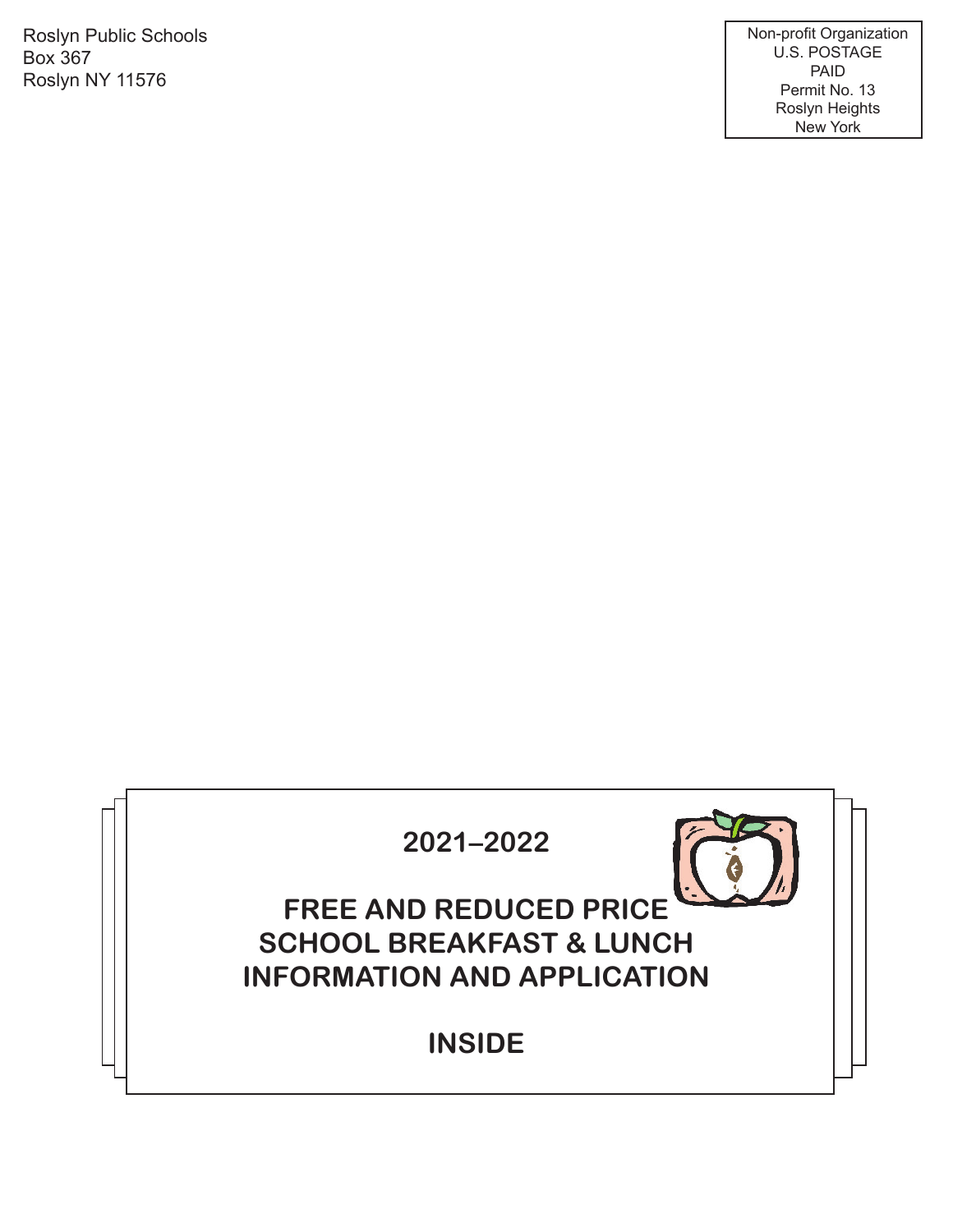Roslyn Public Schools
Box 367
Roslyn NY 11576

Non-profit Organization
U.S. POSTAGE
PAID
Permit No. 13
Roslyn Heights
New York

## 2021–2022

## FREE AND REDUCED PRICE SCHOOL BREAKFAST & LUNCH INFORMATION AND APPLICATION

## INSIDE